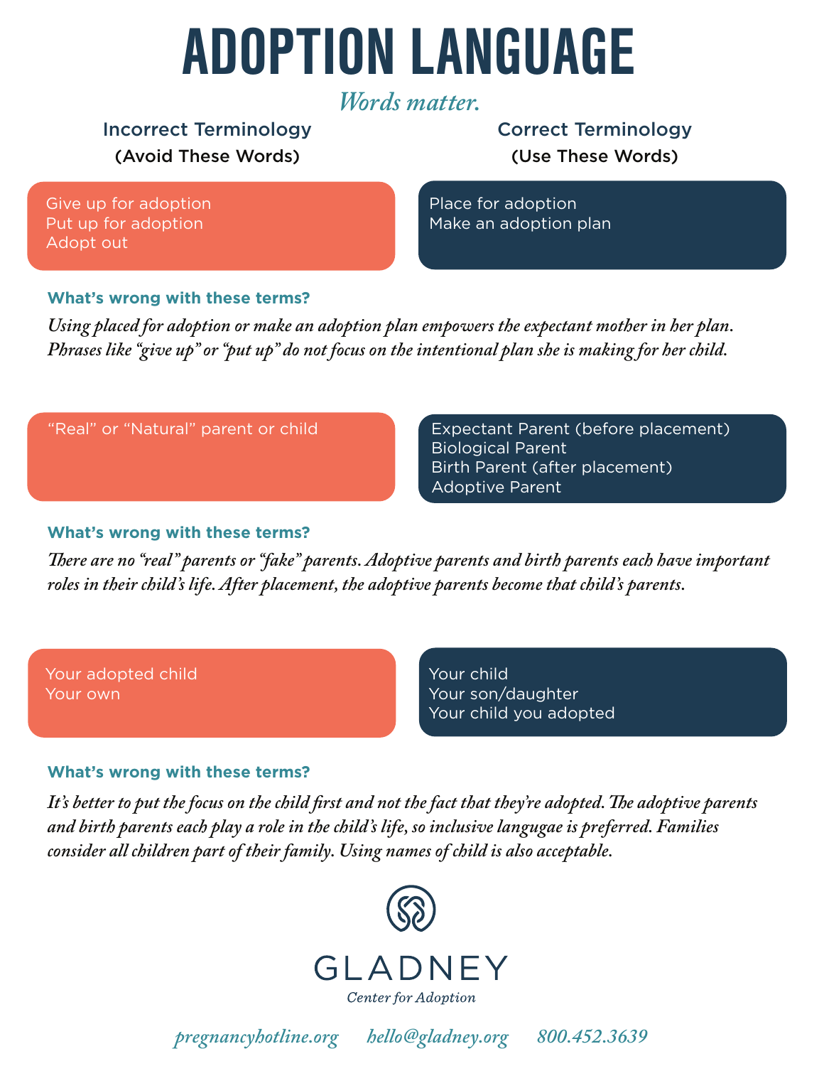# ADOPTION LANGUAGE

*Words matter.*

| Incorrect Terminology (Avoid These Words) | Correct Terminology (Use These Words) |
| --- | --- |
| Give up for adoption<br>Put up for adoption<br>Adopt out | Place for adoption<br>Make an adoption plan |

**What's wrong with these terms?**

*Using placed for adoption or make an adoption plan empowers the expectant mother in her plan. Phrases like "give up" or "put up" do not focus on the intentional plan she is making for her child.*

| Incorrect Terminology (Avoid These Words) | Correct Terminology (Use These Words) |
| --- | --- |
| "Real" or "Natural" parent or child | Expectant Parent (before placement)<br>Biological Parent<br>Birth Parent (after placement)<br>Adoptive Parent |

**What's wrong with these terms?**

*There are no "real" parents or "fake" parents. Adoptive parents and birth parents each have important roles in their child's life. After placement, the adoptive parents become that child's parents.*

| Incorrect Terminology (Avoid These Words) | Correct Terminology (Use These Words) |
| --- | --- |
| Your adopted child<br>Your own | Your child<br>Your son/daughter<br>Your child you adopted |

**What's wrong with these terms?**

*It's better to put the focus on the child first and not the fact that they're adopted. The adoptive parents and birth parents each play a role in the child's life, so inclusive langugae is preferred. Families consider all children part of their family. Using names of child is also acceptable.*

GLADNEY

*Center for Adoption*

*pregnancyhotline.org* *hello@gladney.org* *800.452.3639*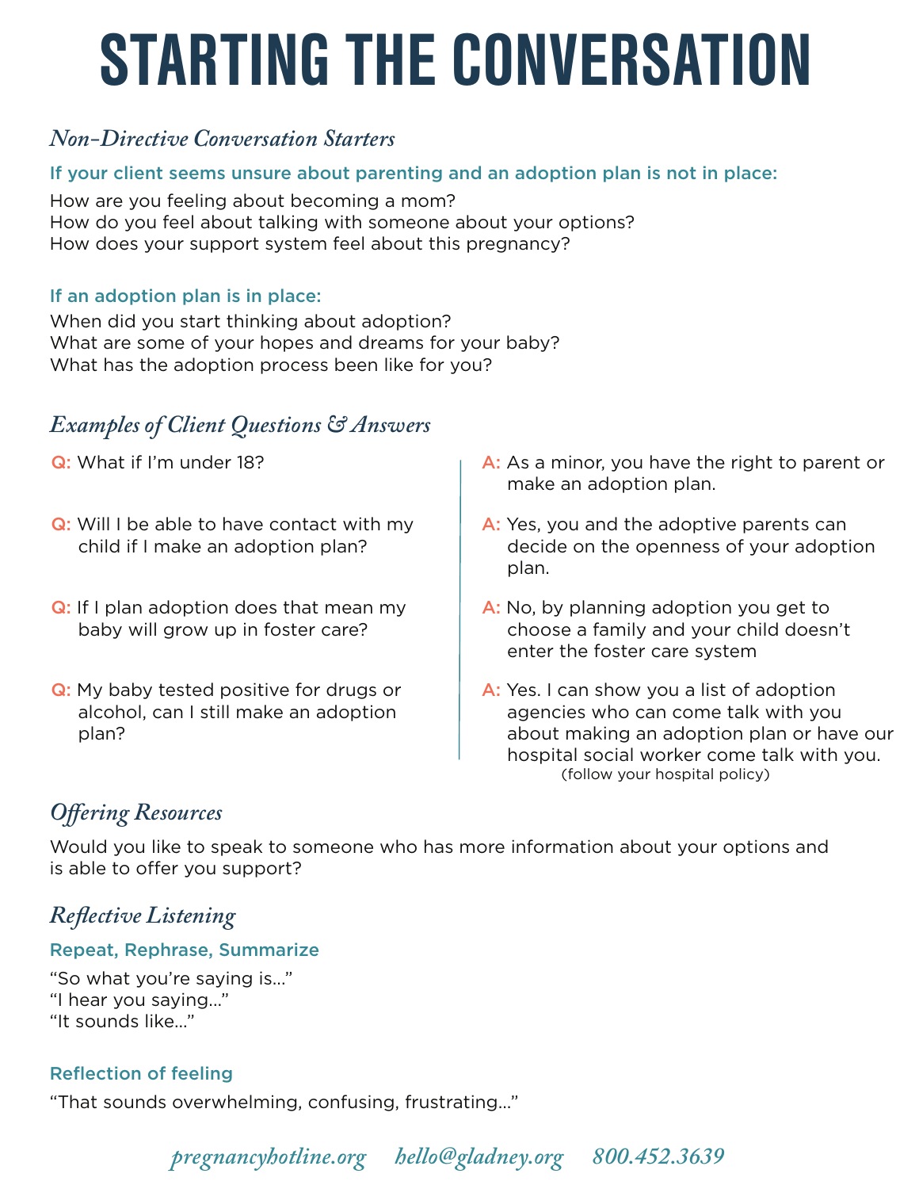# STARTING THE CONVERSATION

## *Non-Directive Conversation Starters*

### If your client seems unsure about parenting and an adoption plan is not in place:

How are you feeling about becoming a mom?
How do you feel about talking with someone about your options?
How does your support system feel about this pregnancy?

### If an adoption plan is in place:

When did you start thinking about adoption?
What are some of your hopes and dreams for your baby?
What has the adoption process been like for you?

## *Examples of Client Questions & Answers*

**Q:** What if I'm under 18?

**A:** As a minor, you have the right to parent or make an adoption plan.

**Q:** Will I be able to have contact with my child if I make an adoption plan?

**A:** Yes, you and the adoptive parents can decide on the openness of your adoption plan.

**Q:** If I plan adoption does that mean my baby will grow up in foster care?

**A:** No, by planning adoption you get to choose a family and your child doesn't enter the foster care system

**Q:** My baby tested positive for drugs or alcohol, can I still make an adoption plan?

**A:** Yes. I can show you a list of adoption agencies who can come talk with you about making an adoption plan or have our hospital social worker come talk with you. (follow your hospital policy)

## *Offering Resources*

Would you like to speak to someone who has more information about your options and is able to offer you support?

## *Reflective Listening*

### Repeat, Rephrase, Summarize

"So what you're saying is..."
"I hear you saying..."
"It sounds like..."

### Reflection of feeling

"That sounds overwhelming, confusing, frustrating..."

*pregnancyhotline.org* *hello@gladney.org* *800.452.3639*